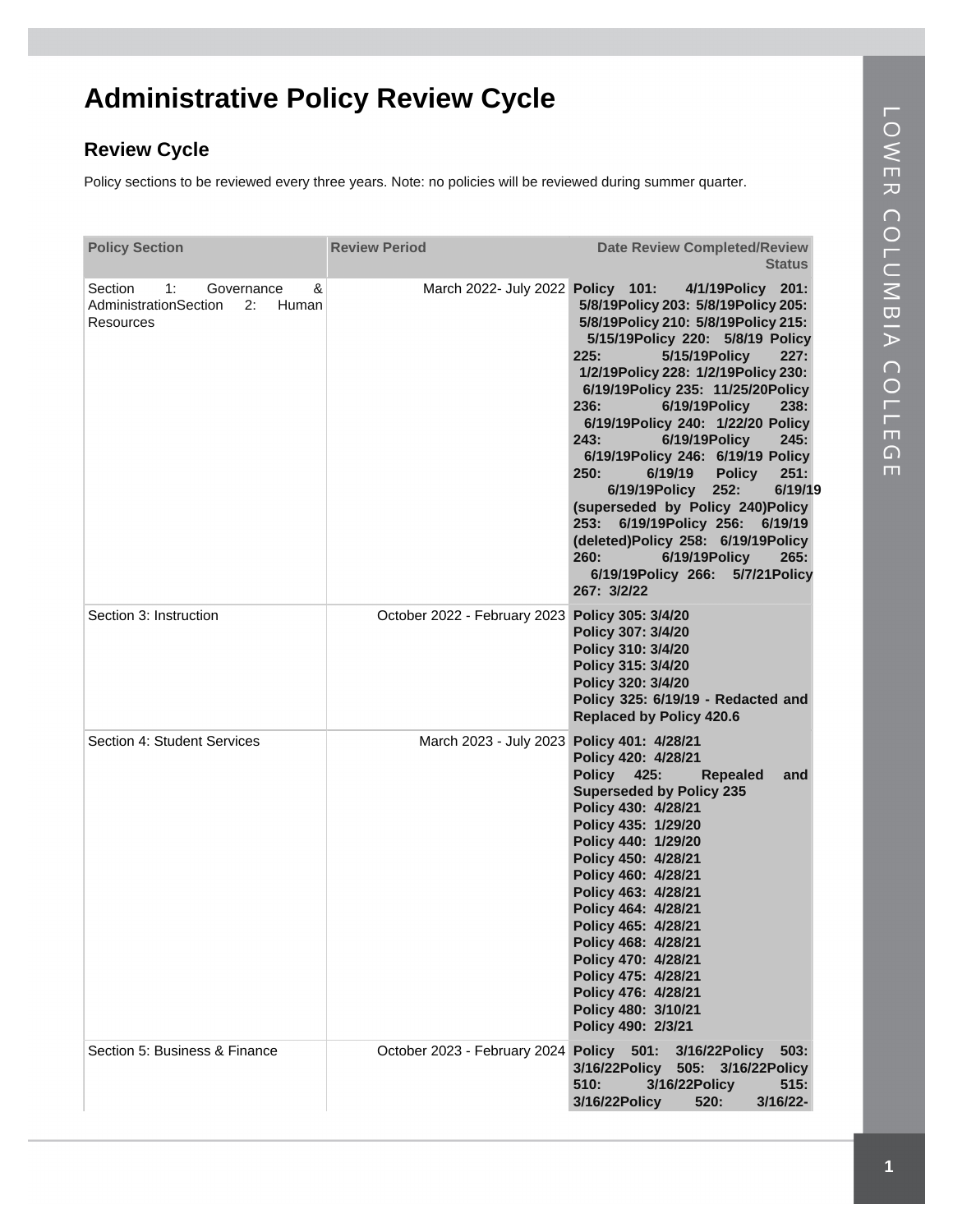# Administrative Policy Review Cycle

## Review Cycle

Policy sections to be reviewed every three years. Note: no policies will be reviewed during summer quarter.

| Policy Section | Review Period | Date Review Completed/Review Status |
|---|---|---|
| Section 1: Governance & AdministrationSection 2: Human Resources | March 2022- July 2022 | **Policy 101: 4/1/19Policy 201: 5/8/19Policy 203: 5/8/19Policy 205: 5/8/19Policy 210: 5/8/19Policy 215: 5/15/19Policy 220: 5/8/19 Policy 225: 5/15/19Policy 227: 1/2/19Policy 228: 1/2/19Policy 230: 6/19/19Policy 235: 11/25/20Policy 236: 6/19/19Policy 238: 6/19/19Policy 240: 1/22/20 Policy 243: 6/19/19Policy 245: 6/19/19Policy 246: 6/19/19 Policy 250: 6/19/19 Policy 251: 6/19/19Policy 252: 6/19/19 (superseded by Policy 240)Policy 253: 6/19/19Policy 256: 6/19/19 (deleted)Policy 258: 6/19/19Policy 260: 6/19/19Policy 265: 6/19/19Policy 266: 5/7/21Policy 267: 3/2/22** |
| Section 3: Instruction | October 2022 - February 2023 | **Policy 305: 3/4/20<br>Policy 307: 3/4/20<br>Policy 310: 3/4/20<br>Policy 315: 3/4/20<br>Policy 320: 3/4/20<br>Policy 325: 6/19/19 - Redacted and Replaced by Policy 420.6** |
| Section 4: Student Services | March 2023 - July 2023 | **Policy 401: 4/28/21<br>Policy 420: 4/28/21<br>Policy 425: Repealed and Superseded by Policy 235<br>Policy 430: 4/28/21<br>Policy 435: 1/29/20<br>Policy 440: 1/29/20<br>Policy 450: 4/28/21<br>Policy 460: 4/28/21<br>Policy 463: 4/28/21<br>Policy 464: 4/28/21<br>Policy 465: 4/28/21<br>Policy 468: 4/28/21<br>Policy 470: 4/28/21<br>Policy 475: 4/28/21<br>Policy 476: 4/28/21<br>Policy 480: 3/10/21<br>Policy 490: 2/3/21** |
| Section 5: Business & Finance | October 2023 - February 2024 | **Policy 501: 3/16/22Policy 503: 3/16/22Policy 505: 3/16/22Policy 510: 3/16/22Policy 515: 3/16/22Policy 520: 3/16/22-** |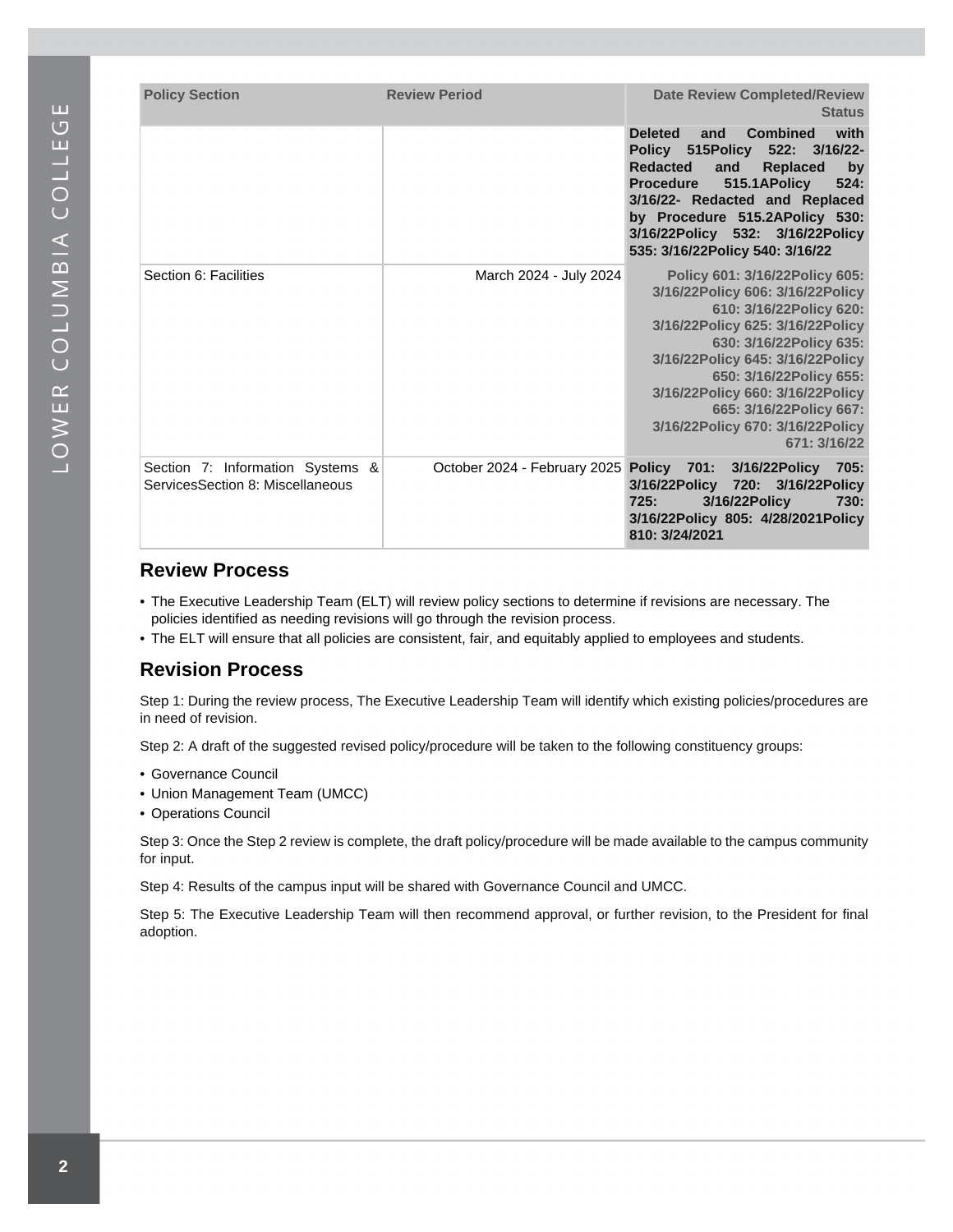| Policy Section | Review Period | Date Review Completed/Review Status |
|---|---|---|
| | | Deleted and Combined with Policy 515Policy 522: 3/16/22- Redacted and Replaced by Procedure 515.1APolicy 524: 3/16/22- Redacted and Replaced by Procedure 515.2APolicy 530: 3/16/22Policy 532: 3/16/22Policy 535: 3/16/22Policy 540: 3/16/22 |
| Section 6: Facilities | March 2024 - July 2024 | Policy 601: 3/16/22Policy 605: 3/16/22Policy 606: 3/16/22Policy 610: 3/16/22Policy 620: 3/16/22Policy 625: 3/16/22Policy 630: 3/16/22Policy 635: 3/16/22Policy 645: 3/16/22Policy 650: 3/16/22Policy 655: 3/16/22Policy 660: 3/16/22Policy 665: 3/16/22Policy 667: 3/16/22Policy 670: 3/16/22Policy 671: 3/16/22 |
| Section 7: Information Systems & ServicesSection 8: Miscellaneous | October 2024 - February 2025 | Policy 701: 3/16/22Policy 705: 3/16/22Policy 720: 3/16/22Policy 725: 3/16/22Policy 730: 3/16/22Policy 805: 4/28/2021Policy 810: 3/24/2021 |

## Review Process

- The Executive Leadership Team (ELT) will review policy sections to determine if revisions are necessary. The policies identified as needing revisions will go through the revision process.
- The ELT will ensure that all policies are consistent, fair, and equitably applied to employees and students.

## Revision Process

Step 1: During the review process, The Executive Leadership Team will identify which existing policies/procedures are in need of revision.

Step 2: A draft of the suggested revised policy/procedure will be taken to the following constituency groups:

- Governance Council
- Union Management Team (UMCC)
- Operations Council

Step 3: Once the Step 2 review is complete, the draft policy/procedure will be made available to the campus community for input.

Step 4: Results of the campus input will be shared with Governance Council and UMCC.

Step 5: The Executive Leadership Team will then recommend approval, or further revision, to the President for final adoption.